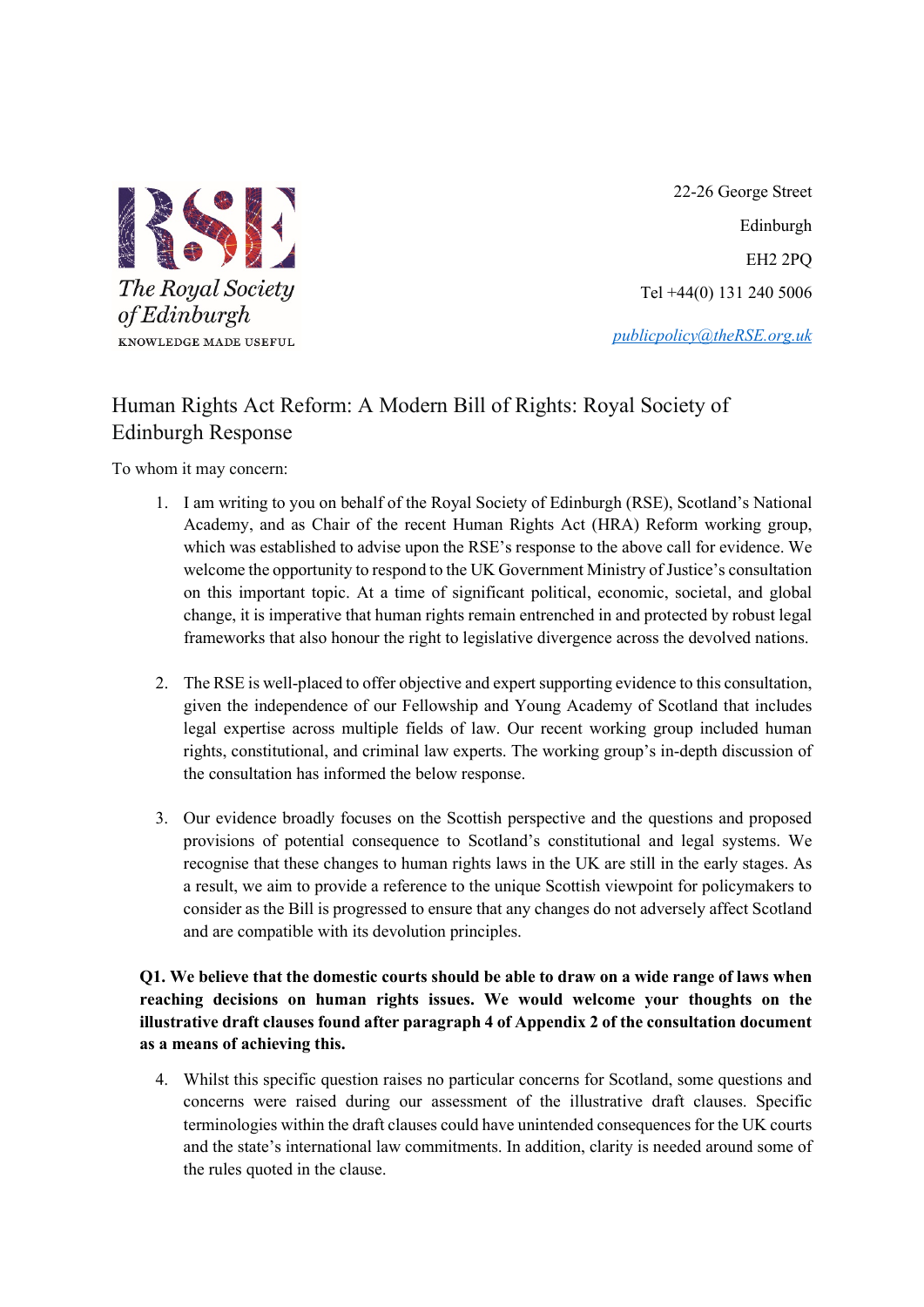The Royal Society of Edinburgh

KNOWLEDGE MADE USEFUL

22-26 George Street

Edinburgh

EH2 2PQ

Tel +44(0) 131 240 5006

publicpolicy@theRSE.org.uk

# Human Rights Act Reform: A Modern Bill of Rights: Royal Society of Edinburgh Response

To whom it may concern:

1. I am writing to you on behalf of the Royal Society of Edinburgh (RSE), Scotland's National Academy, and as Chair of the recent Human Rights Act (HRA) Reform working group, which was established to advise upon the RSE's response to the above call for evidence. We welcome the opportunity to respond to the UK Government Ministry of Justice's consultation on this important topic. At a time of significant political, economic, societal, and global change, it is imperative that human rights remain entrenched in and protected by robust legal frameworks that also honour the right to legislative divergence across the devolved nations.

2. The RSE is well-placed to offer objective and expert supporting evidence to this consultation, given the independence of our Fellowship and Young Academy of Scotland that includes legal expertise across multiple fields of law. Our recent working group included human rights, constitutional, and criminal law experts. The working group's in-depth discussion of the consultation has informed the below response.

3. Our evidence broadly focuses on the Scottish perspective and the questions and proposed provisions of potential consequence to Scotland's constitutional and legal systems. We recognise that these changes to human rights laws in the UK are still in the early stages. As a result, we aim to provide a reference to the unique Scottish viewpoint for policymakers to consider as the Bill is progressed to ensure that any changes do not adversely affect Scotland and are compatible with its devolution principles.

**Q1. We believe that the domestic courts should be able to draw on a wide range of laws when reaching decisions on human rights issues. We would welcome your thoughts on the illustrative draft clauses found after paragraph 4 of Appendix 2 of the consultation document as a means of achieving this.**

4. Whilst this specific question raises no particular concerns for Scotland, some questions and concerns were raised during our assessment of the illustrative draft clauses. Specific terminologies within the draft clauses could have unintended consequences for the UK courts and the state's international law commitments. In addition, clarity is needed around some of the rules quoted in the clause.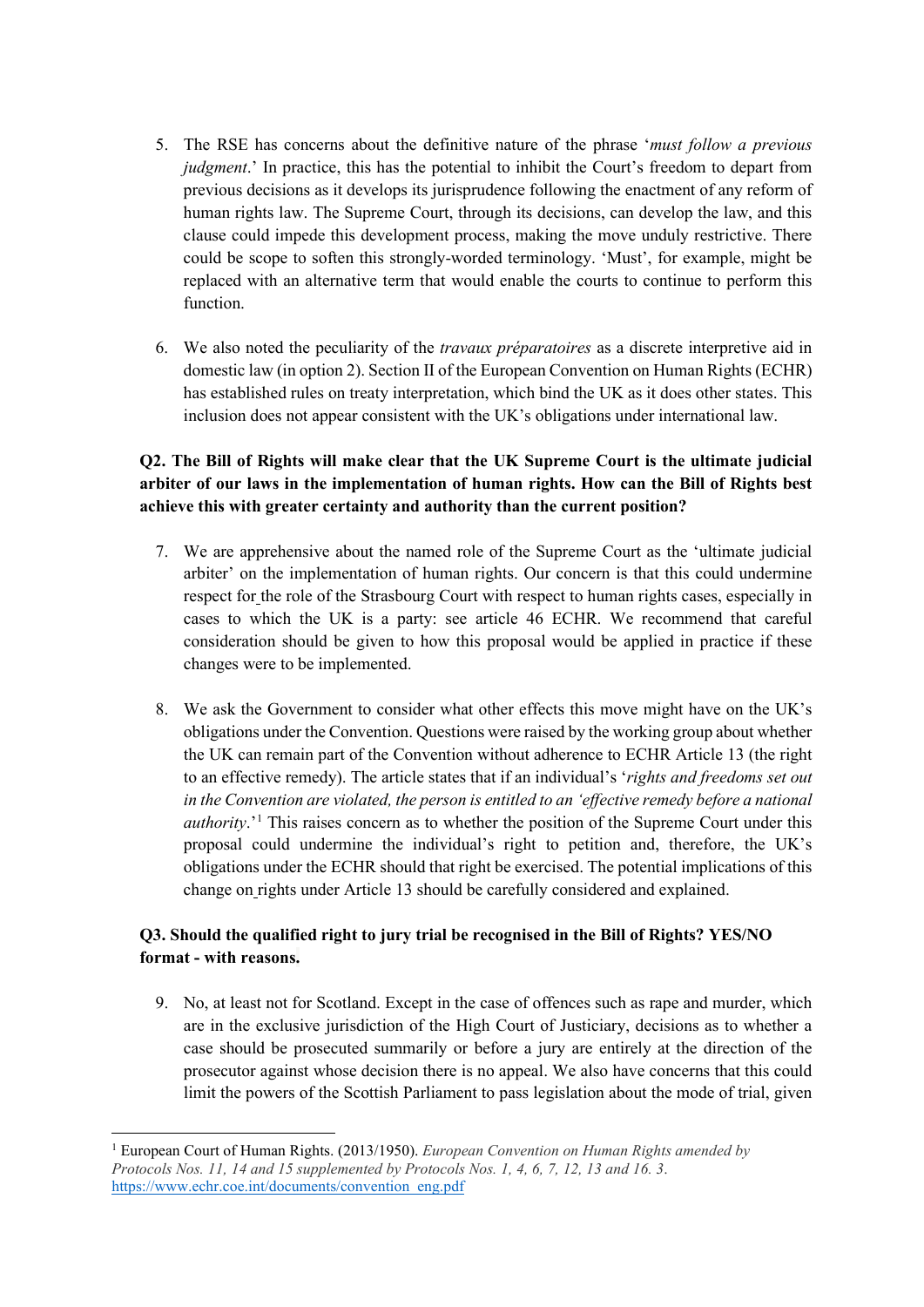5. The RSE has concerns about the definitive nature of the phrase '*must follow a previous judgment*.' In practice, this has the potential to inhibit the Court's freedom to depart from previous decisions as it develops its jurisprudence following the enactment of any reform of human rights law. The Supreme Court, through its decisions, can develop the law, and this clause could impede this development process, making the move unduly restrictive. There could be scope to soften this strongly-worded terminology. 'Must', for example, might be replaced with an alternative term that would enable the courts to continue to perform this function.

6. We also noted the peculiarity of the *travaux préparatoires* as a discrete interpretive aid in domestic law (in option 2). Section II of the European Convention on Human Rights (ECHR) has established rules on treaty interpretation, which bind the UK as it does other states. This inclusion does not appear consistent with the UK's obligations under international law.

**Q2. The Bill of Rights will make clear that the UK Supreme Court is the ultimate judicial arbiter of our laws in the implementation of human rights. How can the Bill of Rights best achieve this with greater certainty and authority than the current position?**

7. We are apprehensive about the named role of the Supreme Court as the 'ultimate judicial arbiter' on the implementation of human rights. Our concern is that this could undermine respect for the role of the Strasbourg Court with respect to human rights cases, especially in cases to which the UK is a party: see article 46 ECHR. We recommend that careful consideration should be given to how this proposal would be applied in practice if these changes were to be implemented.

8. We ask the Government to consider what other effects this move might have on the UK's obligations under the Convention. Questions were raised by the working group about whether the UK can remain part of the Convention without adherence to ECHR Article 13 (the right to an effective remedy). The article states that if an individual's '*rights and freedoms set out in the Convention are violated, the person is entitled to an 'effective remedy before a national authority*.'[1] This raises concern as to whether the position of the Supreme Court under this proposal could undermine the individual's right to petition and, therefore, the UK's obligations under the ECHR should that right be exercised. The potential implications of this change on rights under Article 13 should be carefully considered and explained.

**Q3. Should the qualified right to jury trial be recognised in the Bill of Rights? YES/NO format - with reasons.**

9. No, at least not for Scotland. Except in the case of offences such as rape and murder, which are in the exclusive jurisdiction of the High Court of Justiciary, decisions as to whether a case should be prosecuted summarily or before a jury are entirely at the direction of the prosecutor against whose decision there is no appeal. We also have concerns that this could limit the powers of the Scottish Parliament to pass legislation about the mode of trial, given

---

[1] European Court of Human Rights. (2013/1950). *European Convention on Human Rights amended by Protocols Nos. 11, 14 and 15 supplemented by Protocols Nos. 1, 4, 6, 7, 12, 13 and 16. 3*. https://www.echr.coe.int/documents/convention_eng.pdf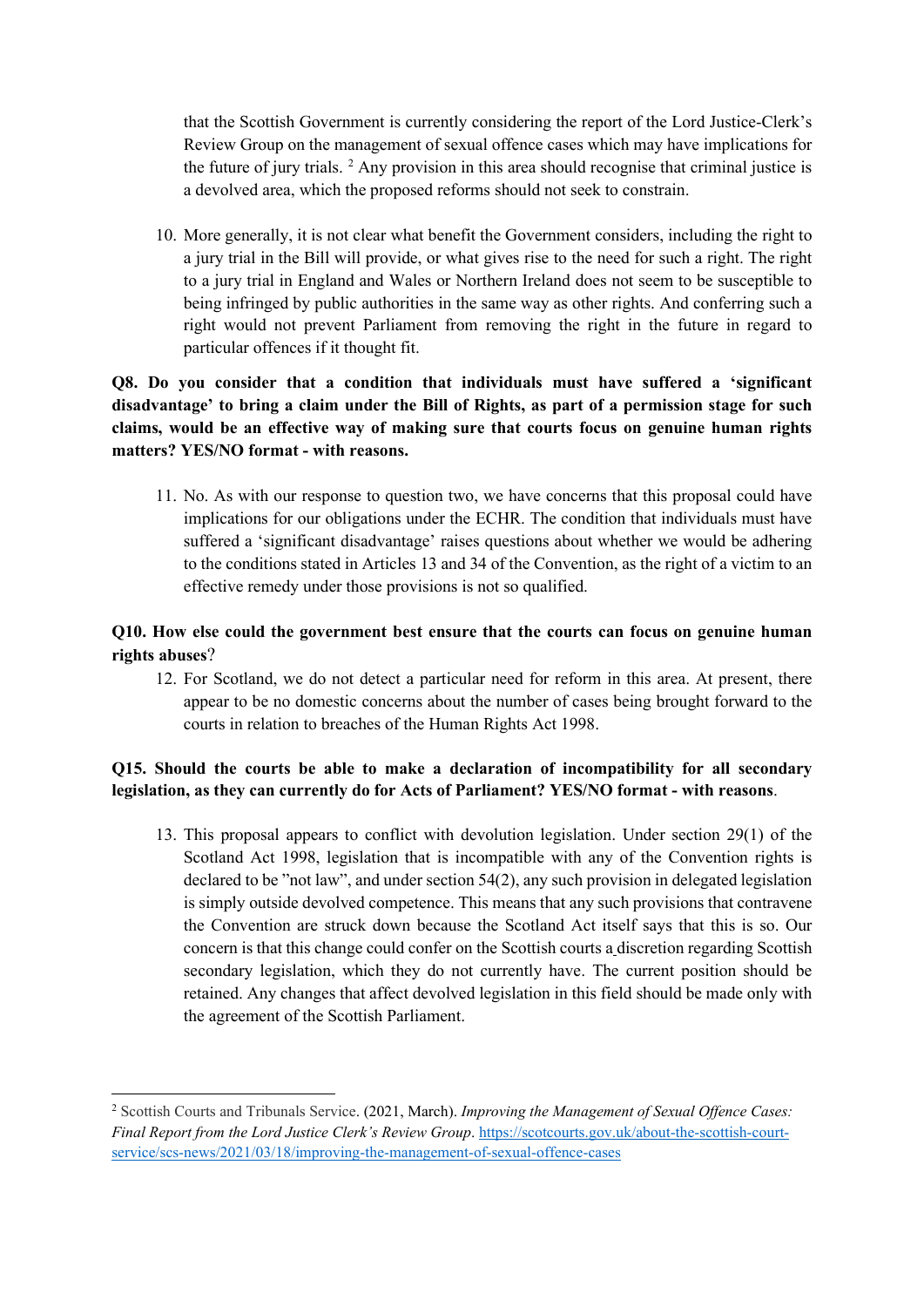that the Scottish Government is currently considering the report of the Lord Justice-Clerk's Review Group on the management of sexual offence cases which may have implications for the future of jury trials. [2] Any provision in this area should recognise that criminal justice is a devolved area, which the proposed reforms should not seek to constrain.

10. More generally, it is not clear what benefit the Government considers, including the right to a jury trial in the Bill will provide, or what gives rise to the need for such a right. The right to a jury trial in England and Wales or Northern Ireland does not seem to be susceptible to being infringed by public authorities in the same way as other rights. And conferring such a right would not prevent Parliament from removing the right in the future in regard to particular offences if it thought fit.

**Q8. Do you consider that a condition that individuals must have suffered a 'significant disadvantage' to bring a claim under the Bill of Rights, as part of a permission stage for such claims, would be an effective way of making sure that courts focus on genuine human rights matters? YES/NO format - with reasons.**

11. No. As with our response to question two, we have concerns that this proposal could have implications for our obligations under the ECHR. The condition that individuals must have suffered a 'significant disadvantage' raises questions about whether we would be adhering to the conditions stated in Articles 13 and 34 of the Convention, as the right of a victim to an effective remedy under those provisions is not so qualified.

**Q10. How else could the government best ensure that the courts can focus on genuine human rights abuses**?

12. For Scotland, we do not detect a particular need for reform in this area. At present, there appear to be no domestic concerns about the number of cases being brought forward to the courts in relation to breaches of the Human Rights Act 1998.

**Q15. Should the courts be able to make a declaration of incompatibility for all secondary legislation, as they can currently do for Acts of Parliament? YES/NO format - with reasons**.

13. This proposal appears to conflict with devolution legislation. Under section 29(1) of the Scotland Act 1998, legislation that is incompatible with any of the Convention rights is declared to be "not law", and under section 54(2), any such provision in delegated legislation is simply outside devolved competence. This means that any such provisions that contravene the Convention are struck down because the Scotland Act itself says that this is so. Our concern is that this change could confer on the Scottish courts a discretion regarding Scottish secondary legislation, which they do not currently have. The current position should be retained. Any changes that affect devolved legislation in this field should be made only with the agreement of the Scottish Parliament.

---

[2] Scottish Courts and Tribunals Service. (2021, March). *Improving the Management of Sexual Offence Cases: Final Report from the Lord Justice Clerk's Review Group*. https://scotcourts.gov.uk/about-the-scottish-court-service/scs-news/2021/03/18/improving-the-management-of-sexual-offence-cases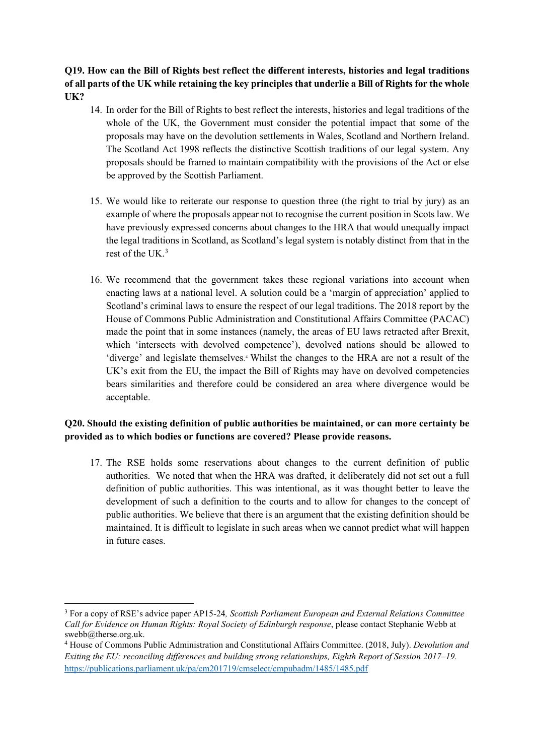**Q19. How can the Bill of Rights best reflect the different interests, histories and legal traditions of all parts of the UK while retaining the key principles that underlie a Bill of Rights for the whole UK?**

14. In order for the Bill of Rights to best reflect the interests, histories and legal traditions of the whole of the UK, the Government must consider the potential impact that some of the proposals may have on the devolution settlements in Wales, Scotland and Northern Ireland. The Scotland Act 1998 reflects the distinctive Scottish traditions of our legal system. Any proposals should be framed to maintain compatibility with the provisions of the Act or else be approved by the Scottish Parliament.

15. We would like to reiterate our response to question three (the right to trial by jury) as an example of where the proposals appear not to recognise the current position in Scots law. We have previously expressed concerns about changes to the HRA that would unequally impact the legal traditions in Scotland, as Scotland's legal system is notably distinct from that in the rest of the UK.[3]

16. We recommend that the government takes these regional variations into account when enacting laws at a national level. A solution could be a 'margin of appreciation' applied to Scotland's criminal laws to ensure the respect of our legal traditions. The 2018 report by the House of Commons Public Administration and Constitutional Affairs Committee (PACAC) made the point that in some instances (namely, the areas of EU laws retracted after Brexit, which 'intersects with devolved competence'), devolved nations should be allowed to 'diverge' and legislate themselves.[4] Whilst the changes to the HRA are not a result of the UK's exit from the EU, the impact the Bill of Rights may have on devolved competencies bears similarities and therefore could be considered an area where divergence would be acceptable.

**Q20. Should the existing definition of public authorities be maintained, or can more certainty be provided as to which bodies or functions are covered? Please provide reasons.**

17. The RSE holds some reservations about changes to the current definition of public authorities. We noted that when the HRA was drafted, it deliberately did not set out a full definition of public authorities. This was intentional, as it was thought better to leave the development of such a definition to the courts and to allow for changes to the concept of public authorities. We believe that there is an argument that the existing definition should be maintained. It is difficult to legislate in such areas when we cannot predict what will happen in future cases.

---

[3] For a copy of RSE's advice paper AP15-24*, Scottish Parliament European and External Relations Committee Call for Evidence on Human Rights: Royal Society of Edinburgh response*, please contact Stephanie Webb at swebb@therse.org.uk.

[4] House of Commons Public Administration and Constitutional Affairs Committee. (2018, July). *Devolution and Exiting the EU: reconciling differences and building strong relationships, Eighth Report of Session 2017–19.* https://publications.parliament.uk/pa/cm201719/cmselect/cmpubadm/1485/1485.pdf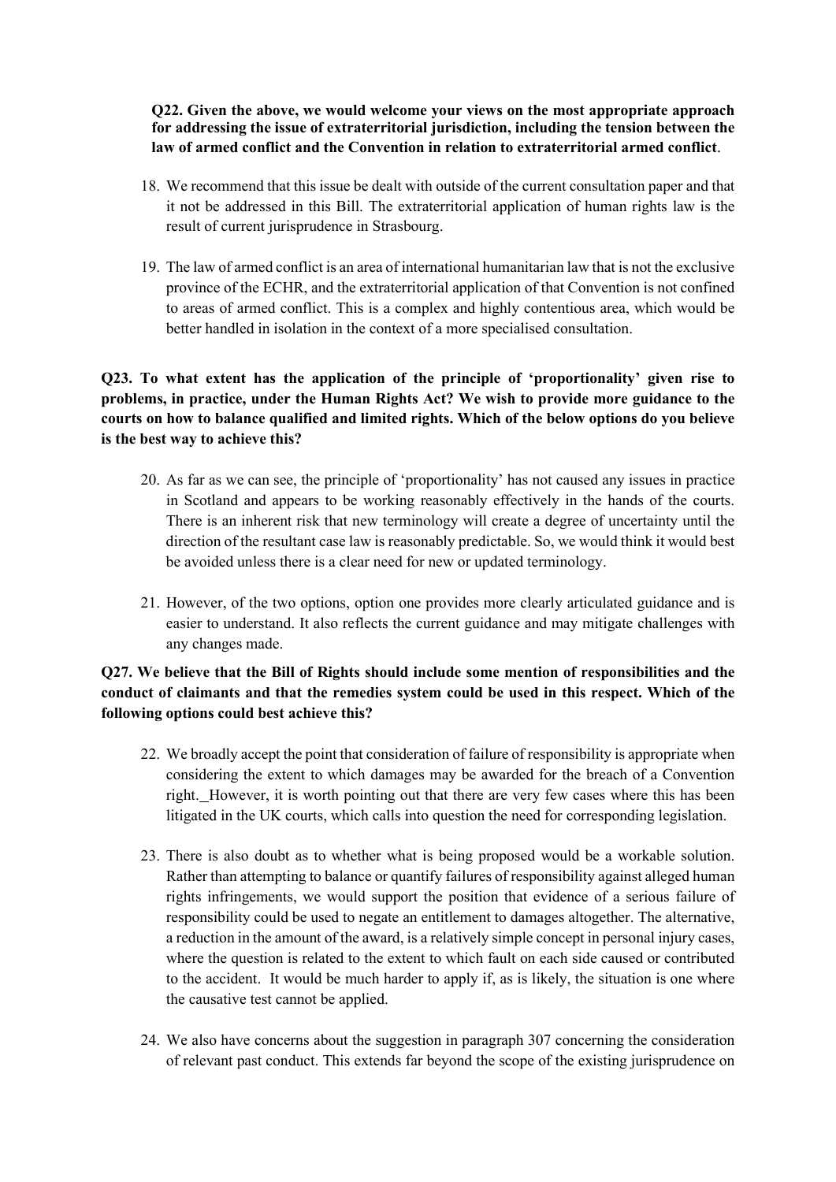**Q22. Given the above, we would welcome your views on the most appropriate approach for addressing the issue of extraterritorial jurisdiction, including the tension between the law of armed conflict and the Convention in relation to extraterritorial armed conflict**.

18. We recommend that this issue be dealt with outside of the current consultation paper and that it not be addressed in this Bill. The extraterritorial application of human rights law is the result of current jurisprudence in Strasbourg.

19. The law of armed conflict is an area of international humanitarian law that is not the exclusive province of the ECHR, and the extraterritorial application of that Convention is not confined to areas of armed conflict. This is a complex and highly contentious area, which would be better handled in isolation in the context of a more specialised consultation.

**Q23. To what extent has the application of the principle of 'proportionality' given rise to problems, in practice, under the Human Rights Act? We wish to provide more guidance to the courts on how to balance qualified and limited rights. Which of the below options do you believe is the best way to achieve this?**

20. As far as we can see, the principle of 'proportionality' has not caused any issues in practice in Scotland and appears to be working reasonably effectively in the hands of the courts. There is an inherent risk that new terminology will create a degree of uncertainty until the direction of the resultant case law is reasonably predictable. So, we would think it would best be avoided unless there is a clear need for new or updated terminology.

21. However, of the two options, option one provides more clearly articulated guidance and is easier to understand. It also reflects the current guidance and may mitigate challenges with any changes made.

**Q27. We believe that the Bill of Rights should include some mention of responsibilities and the conduct of claimants and that the remedies system could be used in this respect. Which of the following options could best achieve this?**

22. We broadly accept the point that consideration of failure of responsibility is appropriate when considering the extent to which damages may be awarded for the breach of a Convention right. However, it is worth pointing out that there are very few cases where this has been litigated in the UK courts, which calls into question the need for corresponding legislation.

23. There is also doubt as to whether what is being proposed would be a workable solution. Rather than attempting to balance or quantify failures of responsibility against alleged human rights infringements, we would support the position that evidence of a serious failure of responsibility could be used to negate an entitlement to damages altogether. The alternative, a reduction in the amount of the award, is a relatively simple concept in personal injury cases, where the question is related to the extent to which fault on each side caused or contributed to the accident. It would be much harder to apply if, as is likely, the situation is one where the causative test cannot be applied.

24. We also have concerns about the suggestion in paragraph 307 concerning the consideration of relevant past conduct. This extends far beyond the scope of the existing jurisprudence on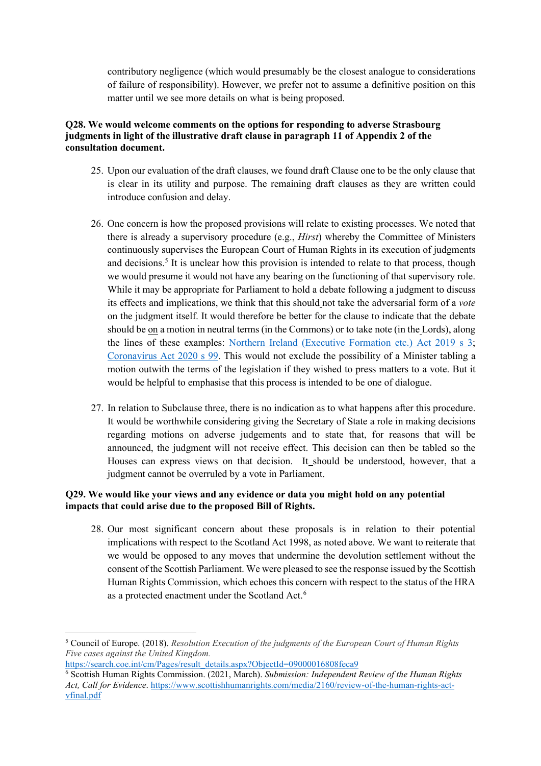contributory negligence (which would presumably be the closest analogue to considerations of failure of responsibility). However, we prefer not to assume a definitive position on this matter until we see more details on what is being proposed.

**Q28. We would welcome comments on the options for responding to adverse Strasbourg judgments in light of the illustrative draft clause in paragraph 11 of Appendix 2 of the consultation document.**

25. Upon our evaluation of the draft clauses, we found draft Clause one to be the only clause that is clear in its utility and purpose. The remaining draft clauses as they are written could introduce confusion and delay.

26. One concern is how the proposed provisions will relate to existing processes. We noted that there is already a supervisory procedure (e.g., *Hirst*) whereby the Committee of Ministers continuously supervises the European Court of Human Rights in its execution of judgments and decisions.[5] It is unclear how this provision is intended to relate to that process, though we would presume it would not have any bearing on the functioning of that supervisory role. While it may be appropriate for Parliament to hold a debate following a judgment to discuss its effects and implications, we think that this should not take the adversarial form of a *vote* on the judgment itself. It would therefore be better for the clause to indicate that the debate should be on a motion in neutral terms (in the Commons) or to take note (in the Lords), along the lines of these examples: [Northern Ireland (Executive Formation etc.) Act 2019 s 3](); [Coronavirus Act 2020 s 99](). This would not exclude the possibility of a Minister tabling a motion outwith the terms of the legislation if they wished to press matters to a vote. But it would be helpful to emphasise that this process is intended to be one of dialogue.

27. In relation to Subclause three, there is no indication as to what happens after this procedure. It would be worthwhile considering giving the Secretary of State a role in making decisions regarding motions on adverse judgements and to state that, for reasons that will be announced, the judgment will not receive effect. This decision can then be tabled so the Houses can express views on that decision. It should be understood, however, that a judgment cannot be overruled by a vote in Parliament.

**Q29. We would like your views and any evidence or data you might hold on any potential impacts that could arise due to the proposed Bill of Rights.**

28. Our most significant concern about these proposals is in relation to their potential implications with respect to the Scotland Act 1998, as noted above. We want to reiterate that we would be opposed to any moves that undermine the devolution settlement without the consent of the Scottish Parliament. We were pleased to see the response issued by the Scottish Human Rights Commission, which echoes this concern with respect to the status of the HRA as a protected enactment under the Scotland Act.[6]

---

[5] Council of Europe. (2018). *Resolution Execution of the judgments of the European Court of Human Rights Five cases against the United Kingdom.* https://search.coe.int/cm/Pages/result_details.aspx?ObjectId=09000016808feca9

[6] Scottish Human Rights Commission. (2021, March). *Submission: Independent Review of the Human Rights Act, Call for Evidence*. https://www.scottishhumanrights.com/media/2160/review-of-the-human-rights-act-vfinal.pdf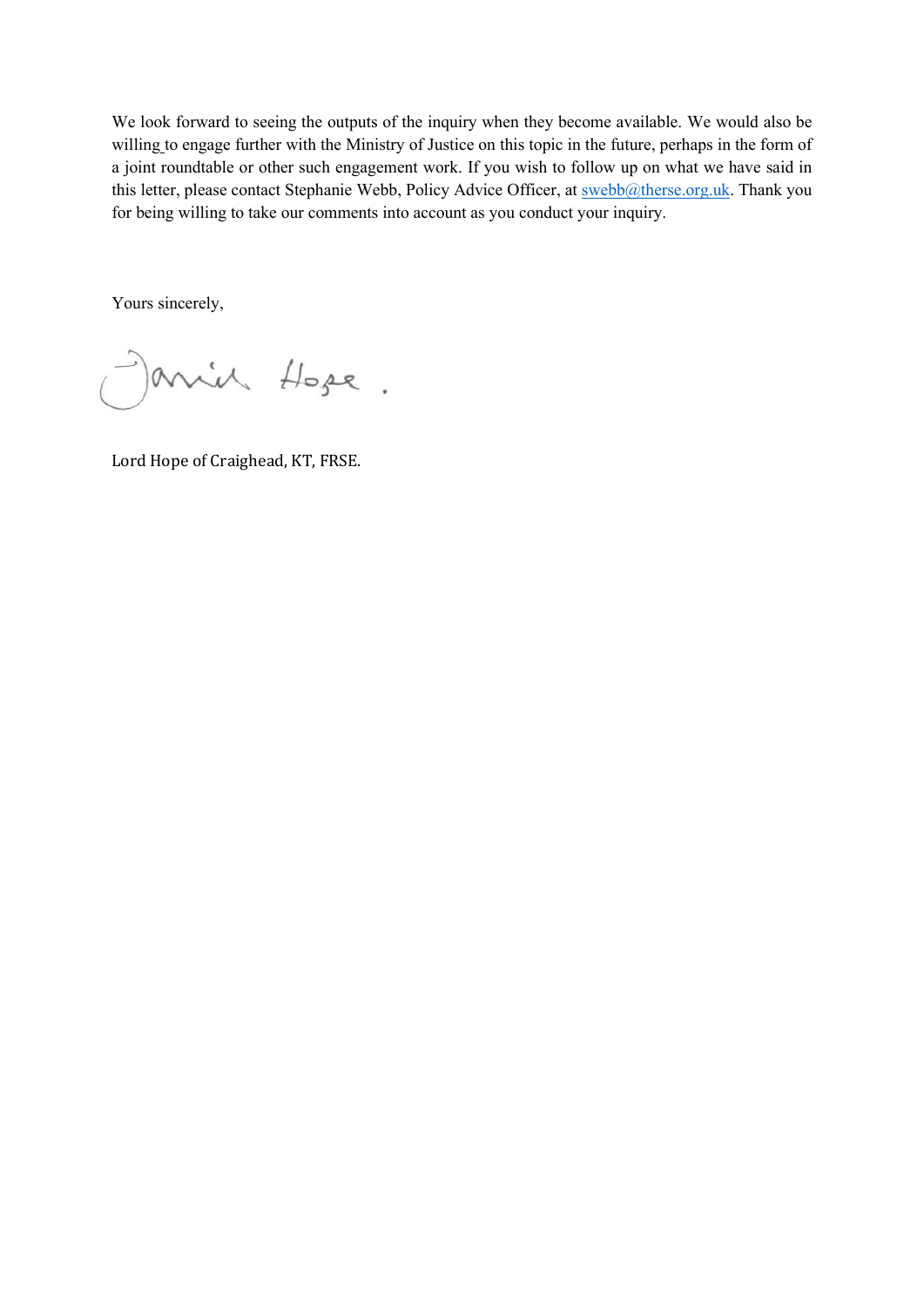We look forward to seeing the outputs of the inquiry when they become available. We would also be willing to engage further with the Ministry of Justice on this topic in the future, perhaps in the form of a joint roundtable or other such engagement work. If you wish to follow up on what we have said in this letter, please contact Stephanie Webb, Policy Advice Officer, at swebb@therse.org.uk. Thank you for being willing to take our comments into account as you conduct your inquiry.

Yours sincerely,

David Hope.

Lord Hope of Craighead, KT, FRSE.